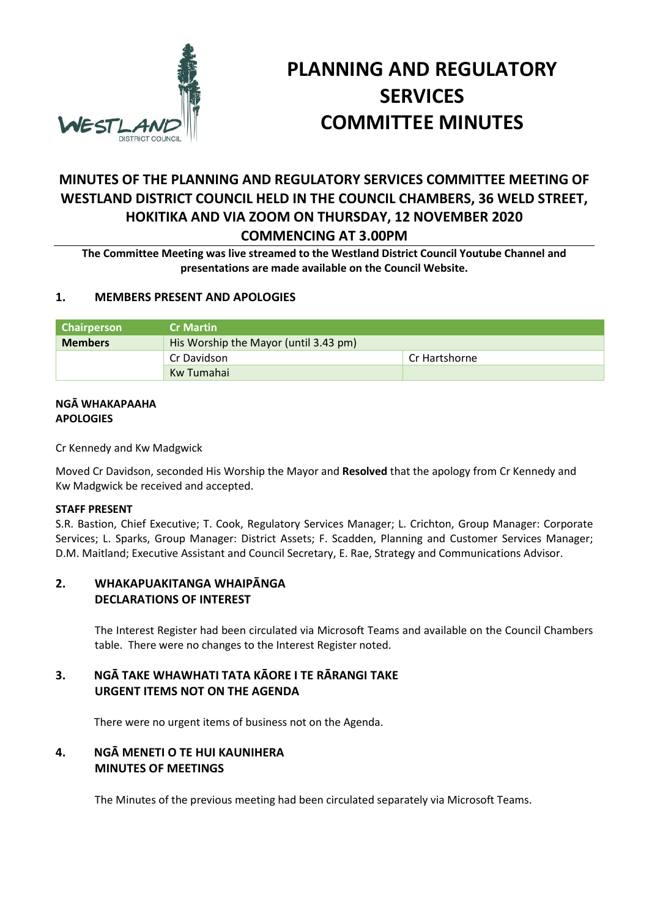# PLANNING AND REGULATORY SERVICES COMMITTEE MINUTES

## MINUTES OF THE PLANNING AND REGULATORY SERVICES COMMITTEE MEETING OF WESTLAND DISTRICT COUNCIL HELD IN THE COUNCIL CHAMBERS, 36 WELD STREET, HOKITIKA AND VIA ZOOM ON THURSDAY, 12 NOVEMBER 2020 COMMENCING AT 3.00PM

**The Committee Meeting was live streamed to the Westland District Council Youtube Channel and presentations are made available on the Council Website.**

### 1. MEMBERS PRESENT AND APOLOGIES

| Chairperson | Cr Martin | |
|---|---|---|
| **Members** | His Worship the Mayor (until 3.43 pm) | |
| | Cr Davidson | Cr Hartshorne |
| | Kw Tumahai | |

**NGĀ WHAKAPAAHA**
**APOLOGIES**

Cr Kennedy and Kw Madgwick

Moved Cr Davidson, seconded His Worship the Mayor and **Resolved** that the apology from Cr Kennedy and Kw Madgwick be received and accepted.

**STAFF PRESENT**

S.R. Bastion, Chief Executive; T. Cook, Regulatory Services Manager; L. Crichton, Group Manager: Corporate Services; L. Sparks, Group Manager: District Assets; F. Scadden, Planning and Customer Services Manager; D.M. Maitland; Executive Assistant and Council Secretary, E. Rae, Strategy and Communications Advisor.

### 2. WHAKAPUAKITANGA WHAIPĀNGA DECLARATIONS OF INTEREST

The Interest Register had been circulated via Microsoft Teams and available on the Council Chambers table. There were no changes to the Interest Register noted.

### 3. NGĀ TAKE WHAWHATI TATA KĀORE I TE RĀRANGI TAKE URGENT ITEMS NOT ON THE AGENDA

There were no urgent items of business not on the Agenda.

### 4. NGĀ MENETI O TE HUI KAUNIHERA MINUTES OF MEETINGS

The Minutes of the previous meeting had been circulated separately via Microsoft Teams.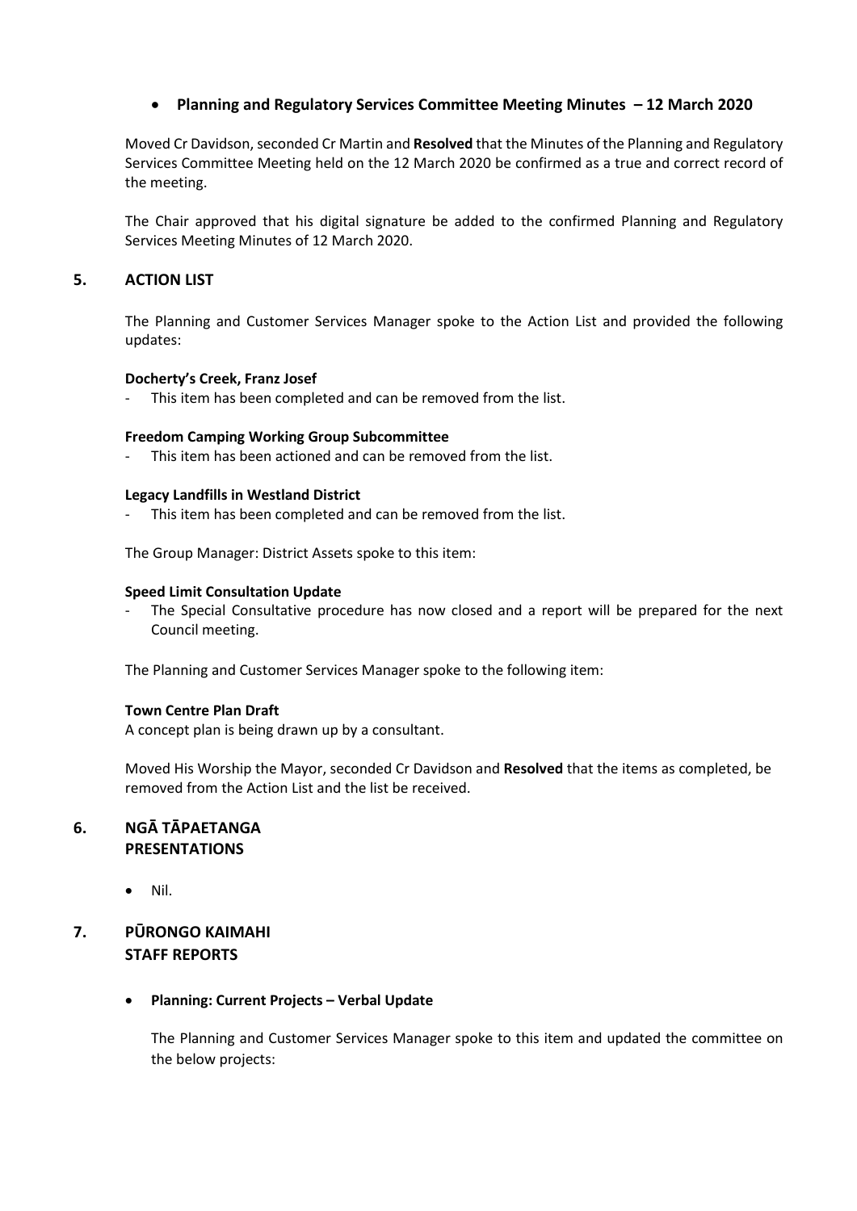- **Planning and Regulatory Services Committee Meeting Minutes – 12 March 2020**

Moved Cr Davidson, seconded Cr Martin and **Resolved** that the Minutes of the Planning and Regulatory Services Committee Meeting held on the 12 March 2020 be confirmed as a true and correct record of the meeting.

The Chair approved that his digital signature be added to the confirmed Planning and Regulatory Services Meeting Minutes of 12 March 2020.

## 5. ACTION LIST

The Planning and Customer Services Manager spoke to the Action List and provided the following updates:

**Docherty's Creek, Franz Josef**

- This item has been completed and can be removed from the list.

**Freedom Camping Working Group Subcommittee**

- This item has been actioned and can be removed from the list.

**Legacy Landfills in Westland District**

- This item has been completed and can be removed from the list.

The Group Manager: District Assets spoke to this item:

**Speed Limit Consultation Update**

- The Special Consultative procedure has now closed and a report will be prepared for the next Council meeting.

The Planning and Customer Services Manager spoke to the following item:

**Town Centre Plan Draft**

A concept plan is being drawn up by a consultant.

Moved His Worship the Mayor, seconded Cr Davidson and **Resolved** that the items as completed, be removed from the Action List and the list be received.

## 6. NGĀ TĀPAETANGA PRESENTATIONS

- Nil.

## 7. PŪRONGO KAIMAHI STAFF REPORTS

- **Planning: Current Projects – Verbal Update**

The Planning and Customer Services Manager spoke to this item and updated the committee on the below projects: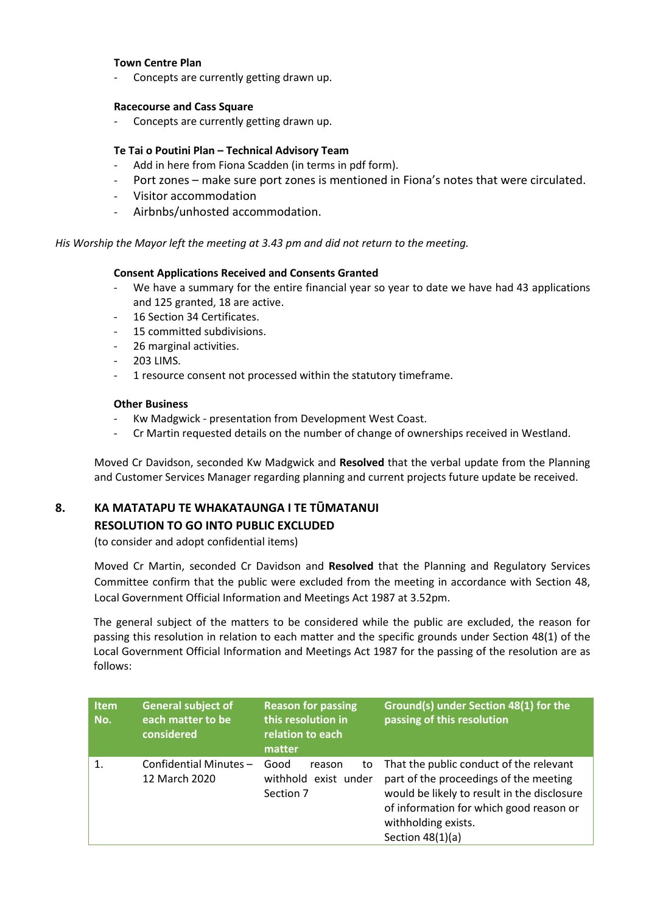**Town Centre Plan**

- Concepts are currently getting drawn up.

**Racecourse and Cass Square**

- Concepts are currently getting drawn up.

**Te Tai o Poutini Plan – Technical Advisory Team**

- Add in here from Fiona Scadden (in terms in pdf form).
- Port zones – make sure port zones is mentioned in Fiona's notes that were circulated.
- Visitor accommodation
- Airbnbs/unhosted accommodation.

*His Worship the Mayor left the meeting at 3.43 pm and did not return to the meeting.*

**Consent Applications Received and Consents Granted**

- We have a summary for the entire financial year so year to date we have had 43 applications and 125 granted, 18 are active.
- 16 Section 34 Certificates.
- 15 committed subdivisions.
- 26 marginal activities.
- 203 LIMS.
- 1 resource consent not processed within the statutory timeframe.

**Other Business**

- Kw Madgwick - presentation from Development West Coast.
- Cr Martin requested details on the number of change of ownerships received in Westland.

Moved Cr Davidson, seconded Kw Madgwick and **Resolved** that the verbal update from the Planning and Customer Services Manager regarding planning and current projects future update be received.

## 8. KA MATATAPU TE WHAKATAUNGA I TE TŪMATANUI
## RESOLUTION TO GO INTO PUBLIC EXCLUDED

(to consider and adopt confidential items)

Moved Cr Martin, seconded Cr Davidson and **Resolved** that the Planning and Regulatory Services Committee confirm that the public were excluded from the meeting in accordance with Section 48, Local Government Official Information and Meetings Act 1987 at 3.52pm.

The general subject of the matters to be considered while the public are excluded, the reason for passing this resolution in relation to each matter and the specific grounds under Section 48(1) of the Local Government Official Information and Meetings Act 1987 for the passing of the resolution are as follows:

| Item No. | General subject of each matter to be considered | Reason for passing this resolution in relation to each matter | Ground(s) under Section 48(1) for the passing of this resolution |
|---|---|---|---|
| 1. | Confidential Minutes – 12 March 2020 | Good reason to withhold exist under Section 7 | That the public conduct of the relevant part of the proceedings of the meeting would be likely to result in the disclosure of information for which good reason or withholding exists. Section 48(1)(a) |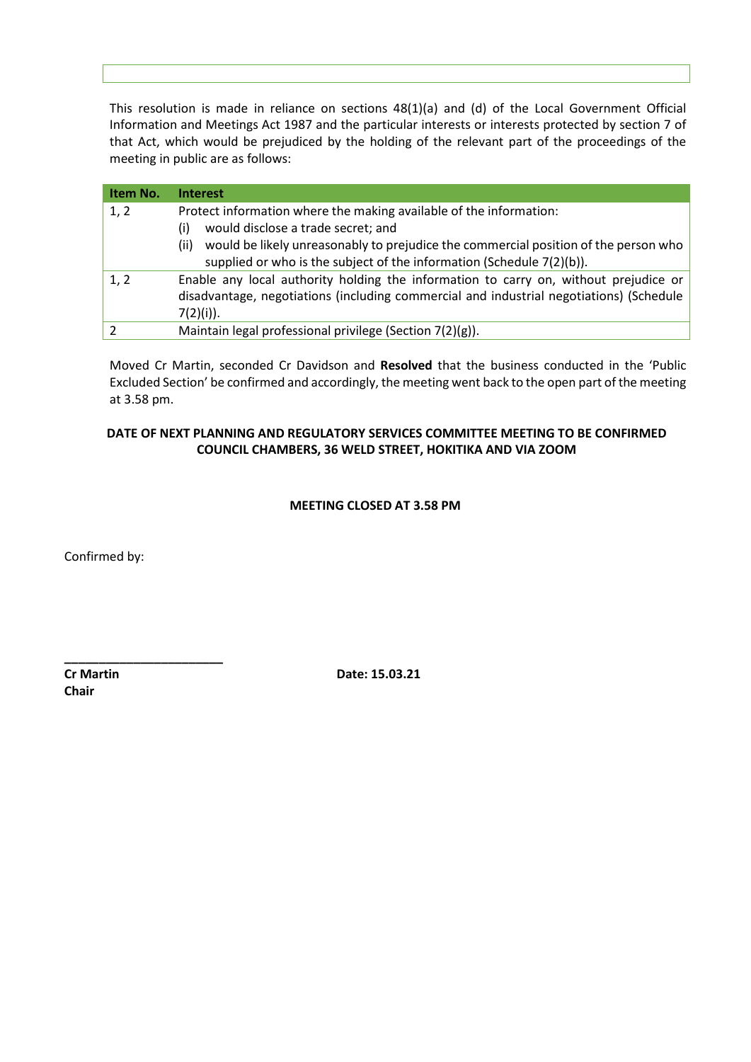This resolution is made in reliance on sections 48(1)(a) and (d) of the Local Government Official Information and Meetings Act 1987 and the particular interests or interests protected by section 7 of that Act, which would be prejudiced by the holding of the relevant part of the proceedings of the meeting in public are as follows:

| Item No. | Interest |
|---|---|
| 1, 2 | Protect information where the making available of the information:<br>(i) would disclose a trade secret; and<br>(ii) would be likely unreasonably to prejudice the commercial position of the person who supplied or who is the subject of the information (Schedule 7(2)(b)). |
| 1, 2 | Enable any local authority holding the information to carry on, without prejudice or disadvantage, negotiations (including commercial and industrial negotiations) (Schedule 7(2)(i)). |
| 2 | Maintain legal professional privilege (Section 7(2)(g)). |

Moved Cr Martin, seconded Cr Davidson and **Resolved** that the business conducted in the 'Public Excluded Section' be confirmed and accordingly, the meeting went back to the open part of the meeting at 3.58 pm.

**DATE OF NEXT PLANNING AND REGULATORY SERVICES COMMITTEE MEETING TO BE CONFIRMED COUNCIL CHAMBERS, 36 WELD STREET, HOKITIKA AND VIA ZOOM**

**MEETING CLOSED AT 3.58 PM**

Confirmed by:

______________________

**Cr Martin**
**Chair**

**Date: 15.03.21**